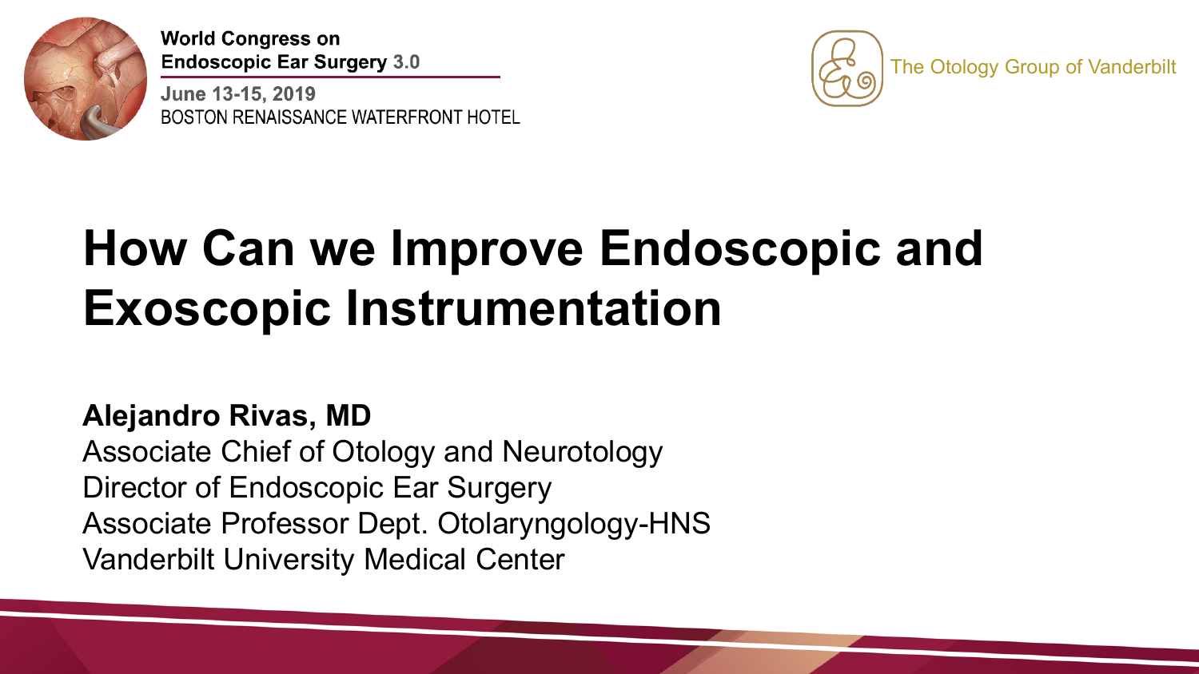World Congress on
Endoscopic Ear Surgery 3.0

June 13-15, 2019
BOSTON RENAISSANCE WATERFRONT HOTEL

The Otology Group of Vanderbilt

# How Can we Improve Endoscopic and Exoscopic Instrumentation

**Alejandro Rivas, MD**
Associate Chief of Otology and Neurotology
Director of Endoscopic Ear Surgery
Associate Professor Dept. Otolaryngology-HNS
Vanderbilt University Medical Center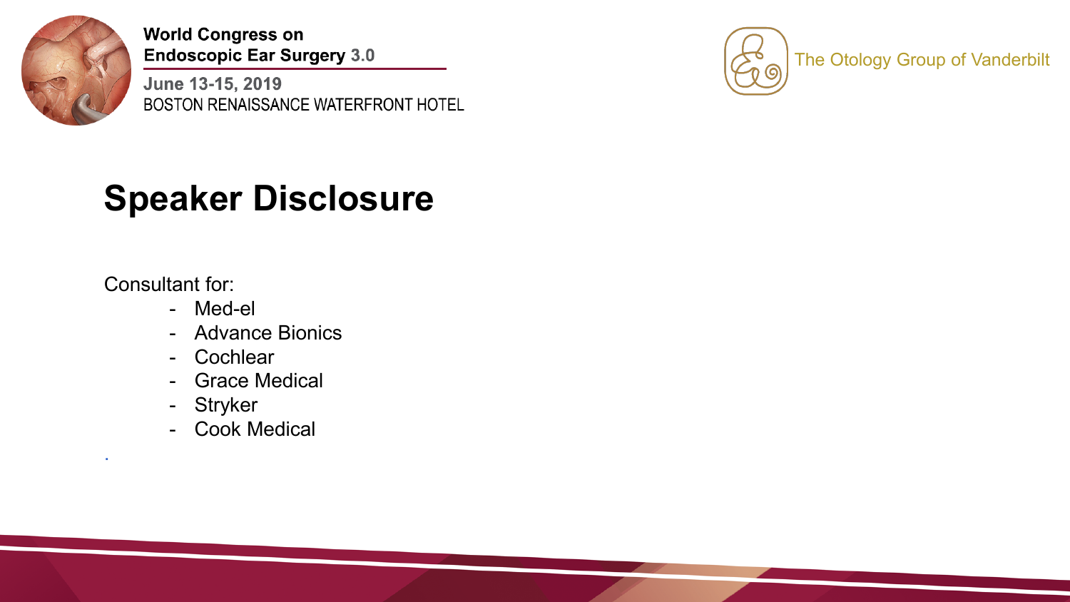# Speaker Disclosure

Consultant for:

- Med-el
- Advance Bionics
- Cochlear
- Grace Medical
- Stryker
- Cook Medical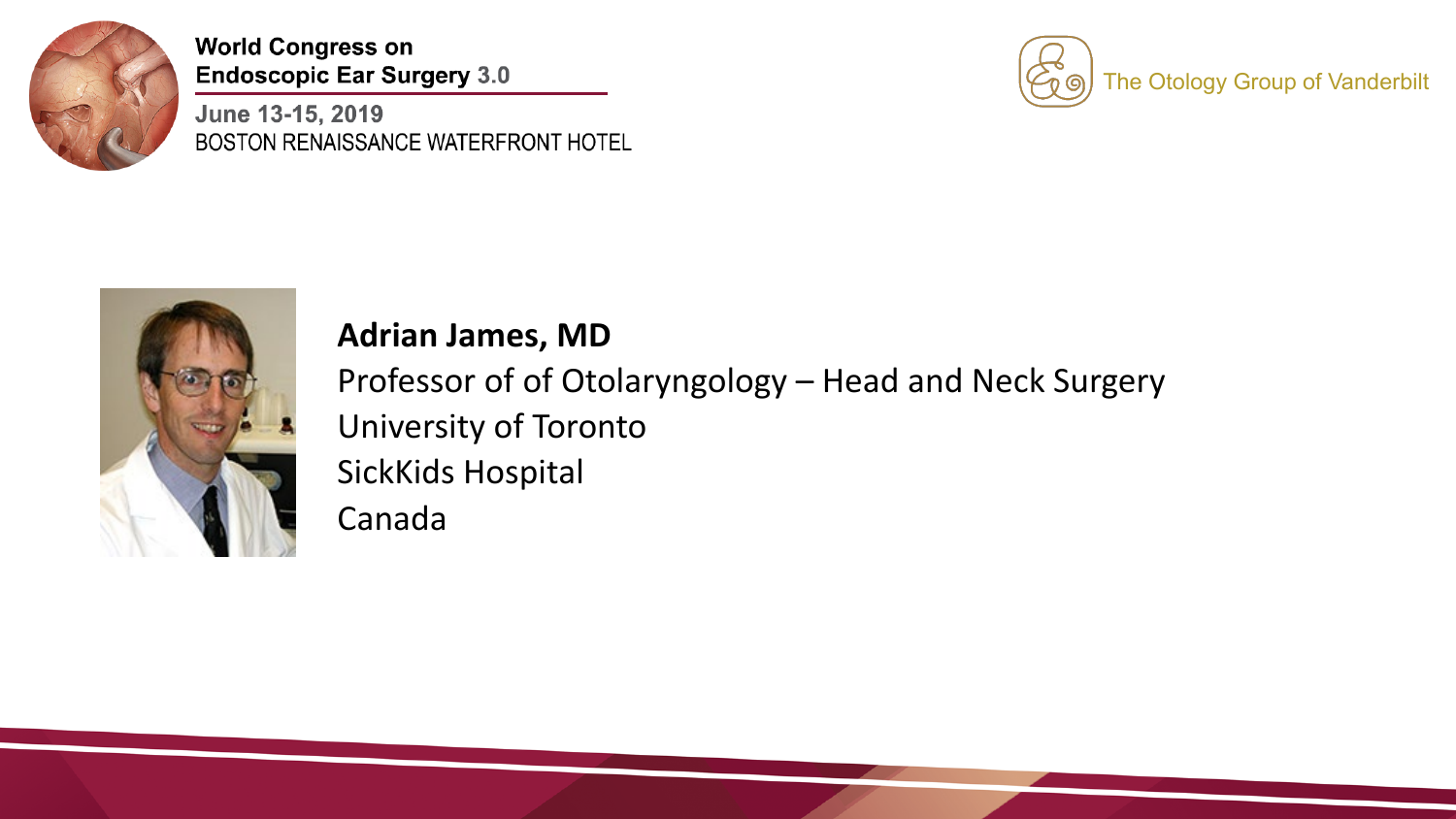World Congress on Endoscopic Ear Surgery 3.0

June 13-15, 2019

BOSTON RENAISSANCE WATERFRONT HOTEL

The Otology Group of Vanderbilt

**Adrian James, MD**

Professor of of Otolaryngology – Head and Neck Surgery

University of Toronto

SickKids Hospital

Canada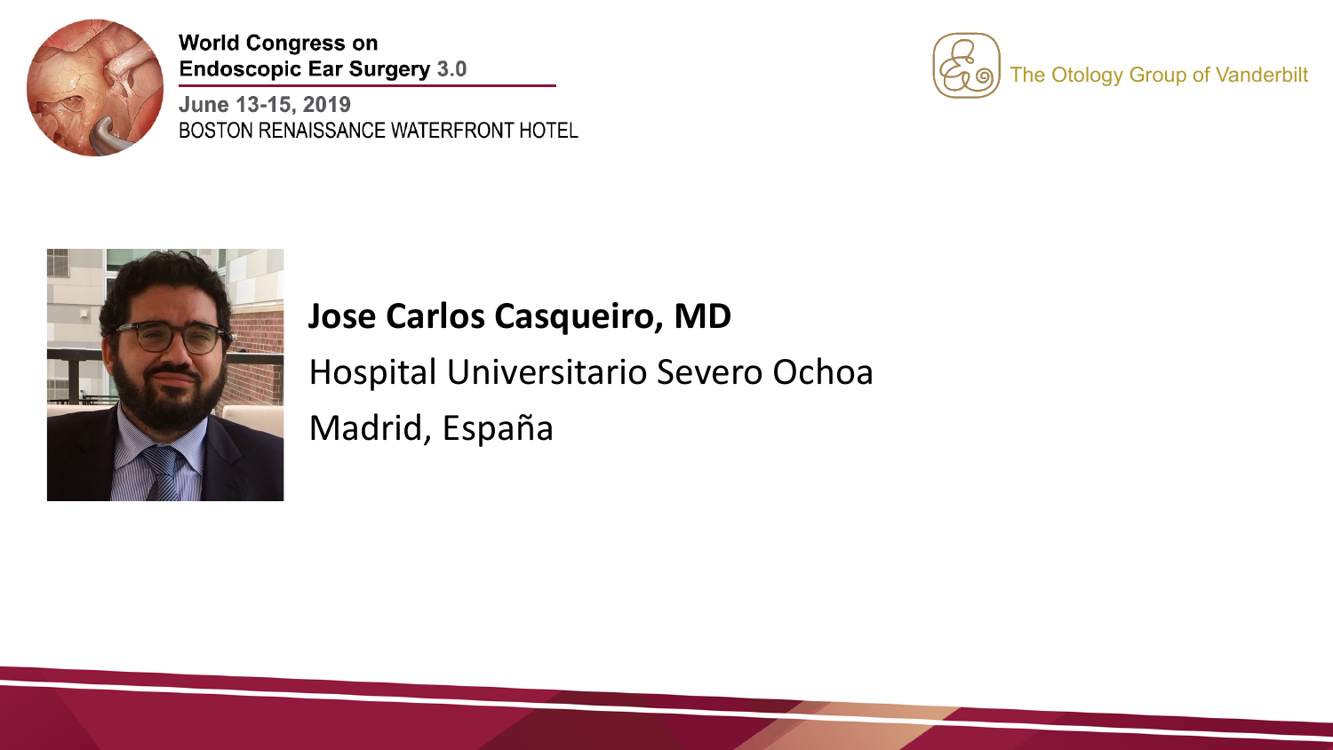**Jose Carlos Casqueiro, MD**

Hospital Universitario Severo Ochoa

Madrid, España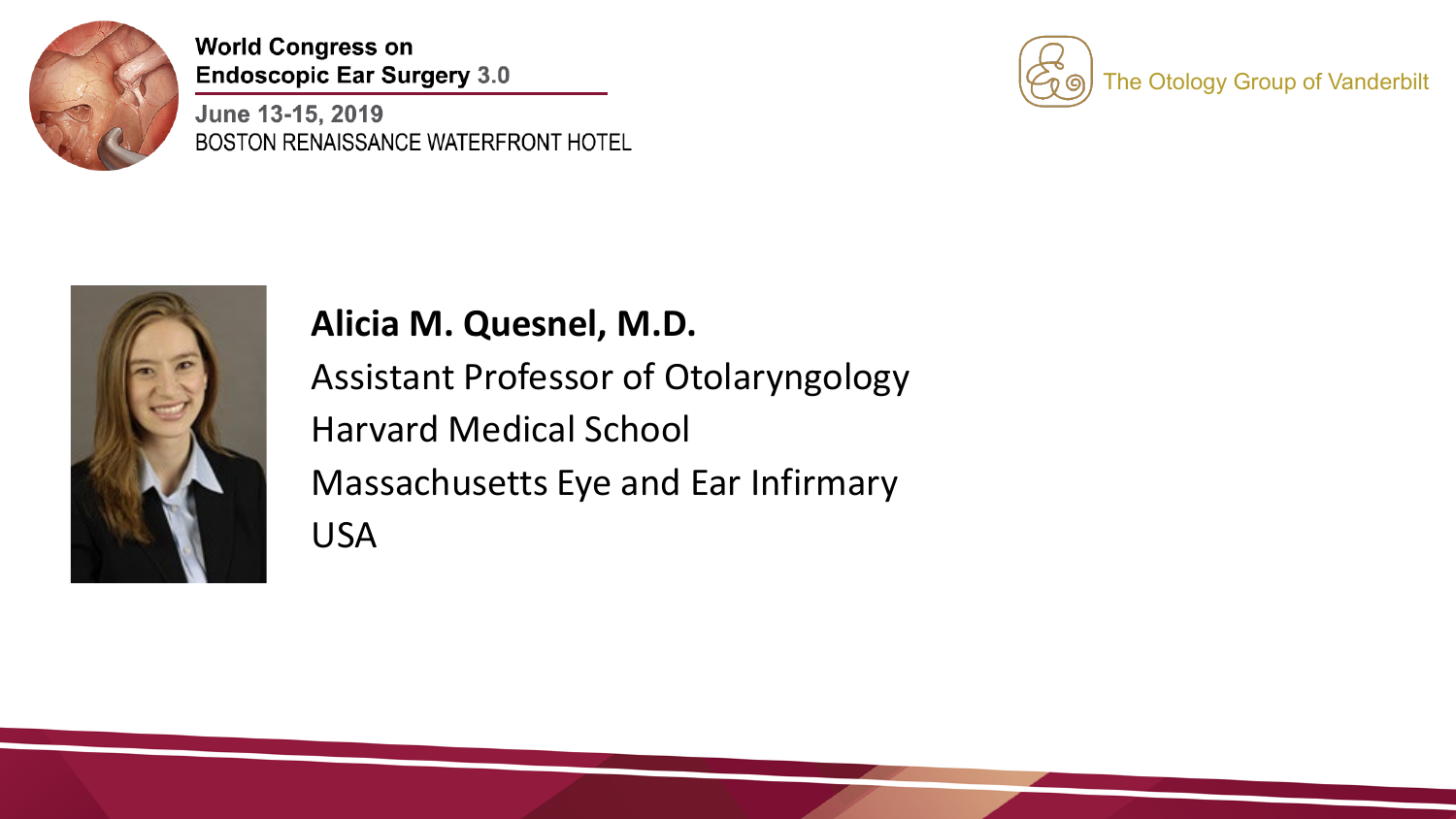World Congress on
Endoscopic Ear Surgery 3.0

June 13-15, 2019
BOSTON RENAISSANCE WATERFRONT HOTEL

The Otology Group of Vanderbilt

**Alicia M. Quesnel, M.D.**

Assistant Professor of Otolaryngology

Harvard Medical School

Massachusetts Eye and Ear Infirmary

USA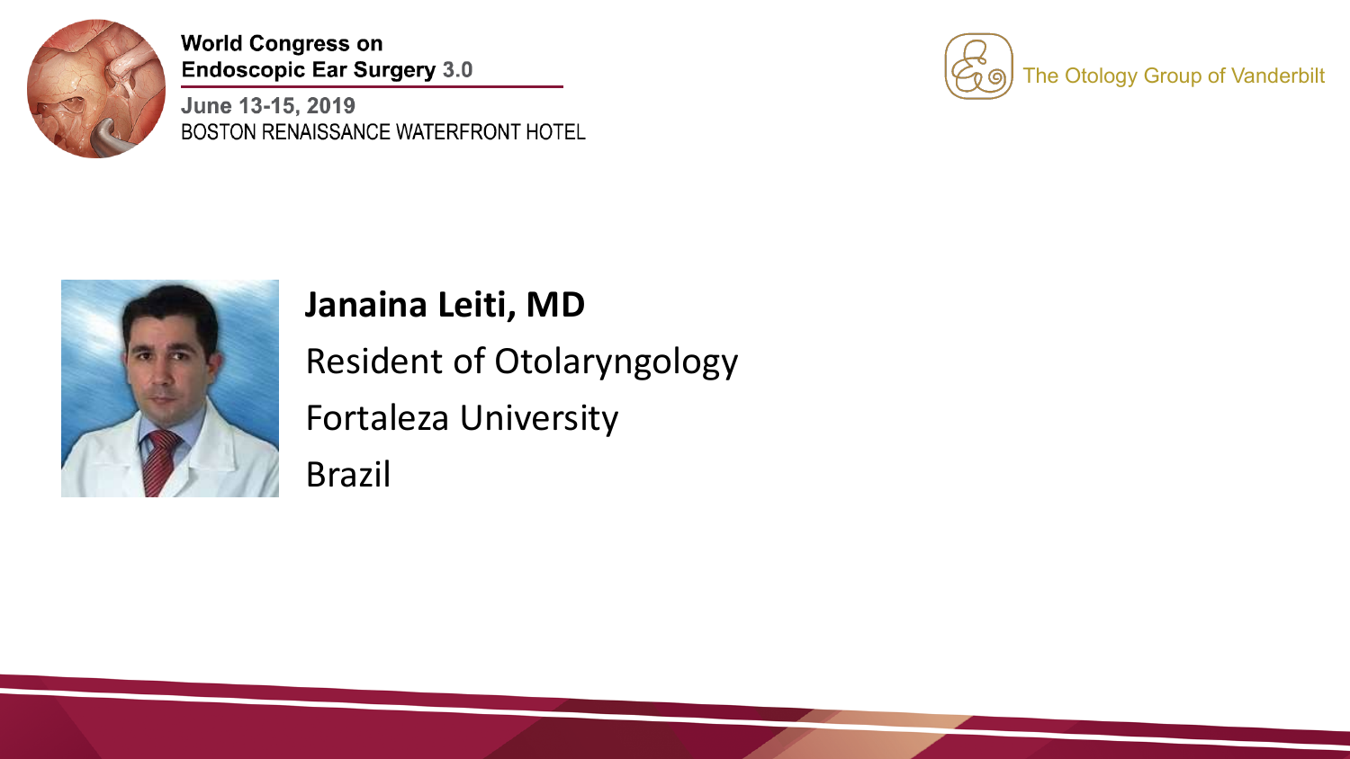World Congress on Endoscopic Ear Surgery 3.0

June 13-15, 2019

BOSTON RENAISSANCE WATERFRONT HOTEL

The Otology Group of Vanderbilt

**Janaina Leiti, MD**

Resident of Otolaryngology

Fortaleza University

Brazil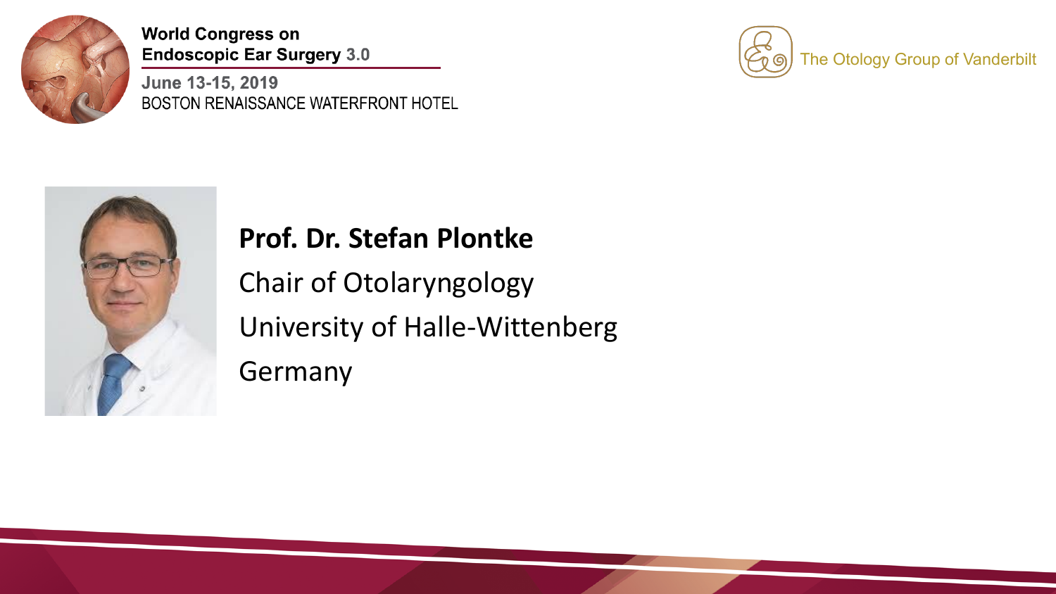**Prof. Dr. Stefan Plontke**

Chair of Otolaryngology

University of Halle-Wittenberg

Germany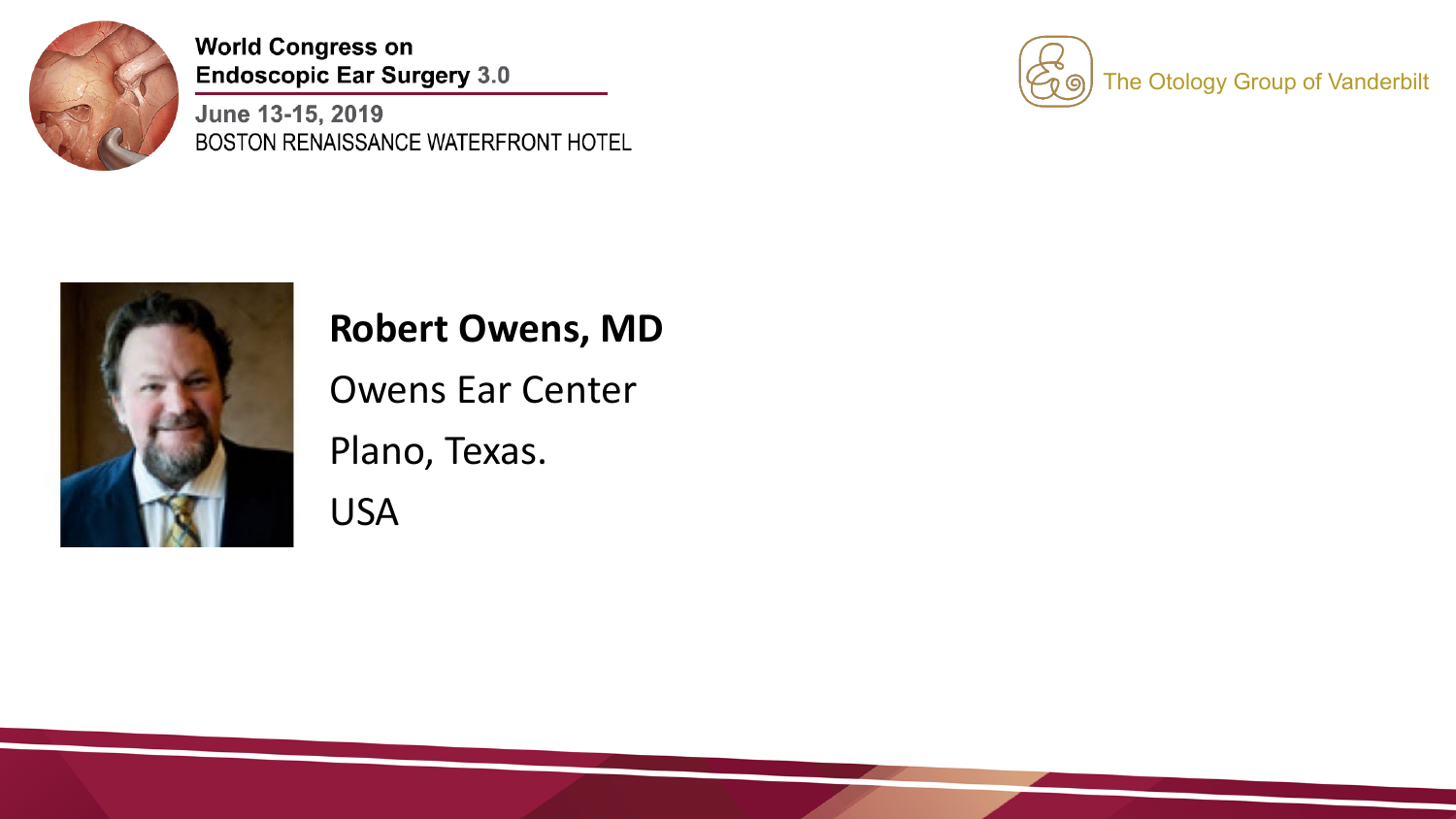**Robert Owens, MD**

Owens Ear Center

Plano, Texas.

USA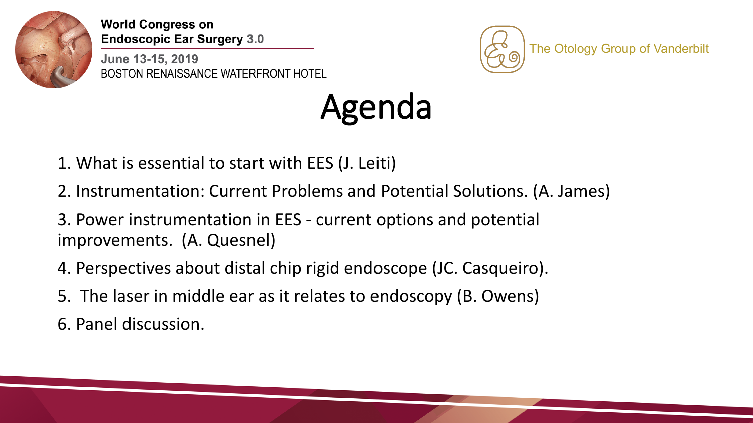# Agenda

1. What is essential to start with EES (J. Leiti)
2. Instrumentation: Current Problems and Potential Solutions. (A. James)
3. Power instrumentation in EES - current options and potential improvements. (A. Quesnel)
4. Perspectives about distal chip rigid endoscope (JC. Casqueiro).
5. The laser in middle ear as it relates to endoscopy (B. Owens)
6. Panel discussion.